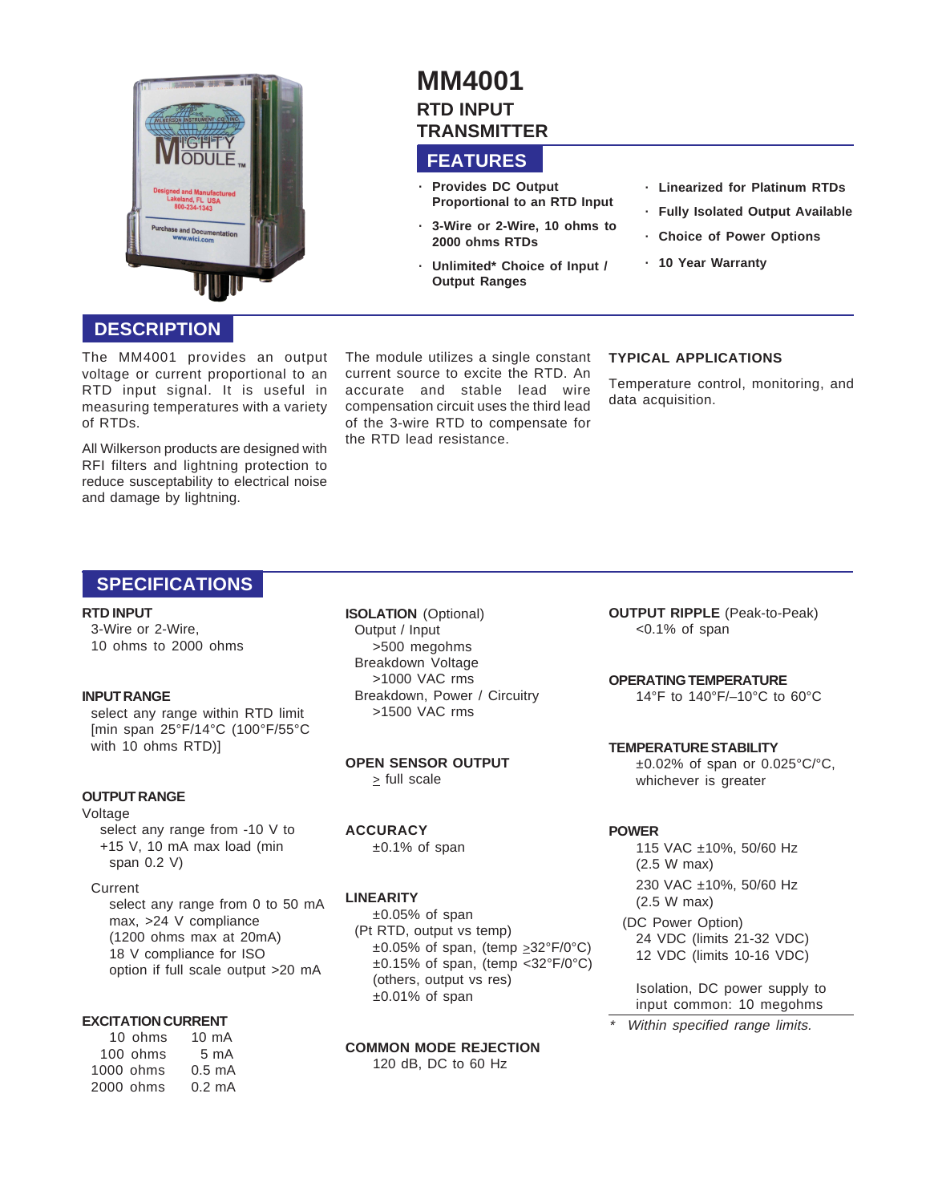# MM4001

## RTD INPUT TRANSMITTER

## FEATURES

- Provides DC Output Proportional to an RTD Input
- 3-Wire or 2-Wire, 10 ohms to 2000 ohms RTDs
- Unlimited* Choice of Input / Output Ranges
- Linearized for Platinum RTDs
- Fully Isolated Output Available
- Choice of Power Options
- 10 Year Warranty

## DESCRIPTION

The MM4001 provides an output voltage or current proportional to an RTD input signal. It is useful in measuring temperatures with a variety of RTDs.

All Wilkerson products are designed with RFI filters and lightning protection to reduce susceptability to electrical noise and damage by lightning.

The module utilizes a single constant current source to excite the RTD. An accurate and stable lead wire compensation circuit uses the third lead of the 3-wire RTD to compensate for the RTD lead resistance.

### TYPICAL APPLICATIONS

Temperature control, monitoring, and data acquisition.

## SPECIFICATIONS

**RTD INPUT**
3-Wire or 2-Wire,
10 ohms to 2000 ohms

**INPUT RANGE**
select any range within RTD limit [min span 25°F/14°C (100°F/55°C with 10 ohms RTD)]

**OUTPUT RANGE**
Voltage
select any range from -10 V to +15 V, 10 mA max load (min span 0.2 V)

Current
select any range from 0 to 50 mA max, >24 V compliance (1200 ohms max at 20mA)
18 V compliance for ISO option if full scale output >20 mA

**EXCITATION CURRENT**

| | |
|---|---|
| 10 ohms | 10 mA |
| 100 ohms | 5 mA |
| 1000 ohms | 0.5 mA |
| 2000 ohms | 0.2 mA |

**ISOLATION** (Optional)
Output / Input
>500 megohms
Breakdown Voltage
>1000 VAC rms
Breakdown, Power / Circuitry
>1500 VAC rms

**OPEN SENSOR OUTPUT**
≥ full scale

**ACCURACY**
±0.1% of span

**LINEARITY**
±0.05% of span
(Pt RTD, output vs temp)
±0.05% of span, (temp ≥32°F/0°C)
±0.15% of span, (temp <32°F/0°C)
(others, output vs res)
±0.01% of span

**COMMON MODE REJECTION**
120 dB, DC to 60 Hz

**OUTPUT RIPPLE** (Peak-to-Peak)
<0.1% of span

**OPERATING TEMPERATURE**
14°F to 140°F/–10°C to 60°C

**TEMPERATURE STABILITY**
±0.02% of span or 0.025°C/°C, whichever is greater

**POWER**
115 VAC ±10%, 50/60 Hz (2.5 W max)
230 VAC ±10%, 50/60 Hz (2.5 W max)
(DC Power Option)
24 VDC (limits 21-32 VDC)
12 VDC (limits 10-16 VDC)

Isolation, DC power supply to input common: 10 megohms

*\* Within specified range limits.*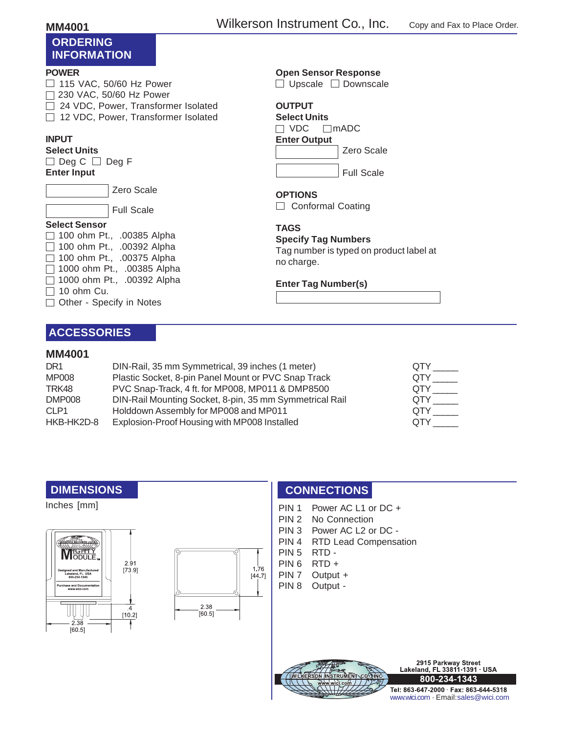MM4001 | Wilkerson Instrument Co., Inc. | Copy and Fax to Place Order.

## ORDERING INFORMATION

### POWER

☐ 115 VAC, 50/60 Hz Power
☐ 230 VAC, 50/60 Hz Power
☐ 24 VDC, Power, Transformer Isolated
☐ 12 VDC, Power, Transformer Isolated

### INPUT

**Select Units**

☐ Deg C ☐ Deg F

**Enter Input**

______ Zero Scale

______ Full Scale

**Select Sensor**

☐ 100 ohm Pt., .00385 Alpha
☐ 100 ohm Pt., .00392 Alpha
☐ 100 ohm Pt., .00375 Alpha
☐ 1000 ohm Pt., .00385 Alpha
☐ 1000 ohm Pt., .00392 Alpha
☐ 10 ohm Cu.
☐ Other - Specify in Notes

### Open Sensor Response

☐ Upscale ☐ Downscale

### OUTPUT

**Select Units**

☐ VDC ☐ mADC

**Enter Output**

______ Zero Scale

______ Full Scale

### OPTIONS

☐ Conformal Coating

### TAGS

**Specify Tag Numbers**

Tag number is typed on product label at no charge.

**Enter Tag Number(s)**

______

## ACCESSORIES

### MM4001

| | | |
|---|---|---|
| DR1 | DIN-Rail, 35 mm Symmetrical, 39 inches (1 meter) | QTY _____ |
| MP008 | Plastic Socket, 8-pin Panel Mount or PVC Snap Track | QTY _____ |
| TRK48 | PVC Snap-Track, 4 ft. for MP008, MP011 & DMP8500 | QTY _____ |
| DMP008 | DIN-Rail Mounting Socket, 8-pin, 35 mm Symmetrical Rail | QTY _____ |
| CLP1 | Holddown Assembly for MP008 and MP011 | QTY _____ |
| HKB-HK2D-8 | Explosion-Proof Housing with MP008 Installed | QTY _____ |

## DIMENSIONS

Inches [mm]

MIGHTY MODULE
Designed and Manufactured Lakeland, FL USA 800-234-1343
Purchase and Documentation www.wici.com

2.91 [73.9]
.4 [10.2]
2.38 [60.5]
1.76 [44.7]
2.38 [60.5]

## CONNECTIONS

| | |
|---|---|
| PIN 1 | Power AC L1 or DC + |
| PIN 2 | No Connection |
| PIN 3 | Power AC L2 or DC - |
| PIN 4 | RTD Lead Compensation |
| PIN 5 | RTD - |
| PIN 6 | RTD + |
| PIN 7 | Output + |
| PIN 8 | Output - |

WILKERSON INSTRUMENT CO., INC. www.wici.com

2915 Parkway Street
Lakeland, FL 33811-1391 · USA
800-234-1343
Tel: 863-647-2000 · Fax: 863-644-5318
www.wici.com · Email: sales@wici.com